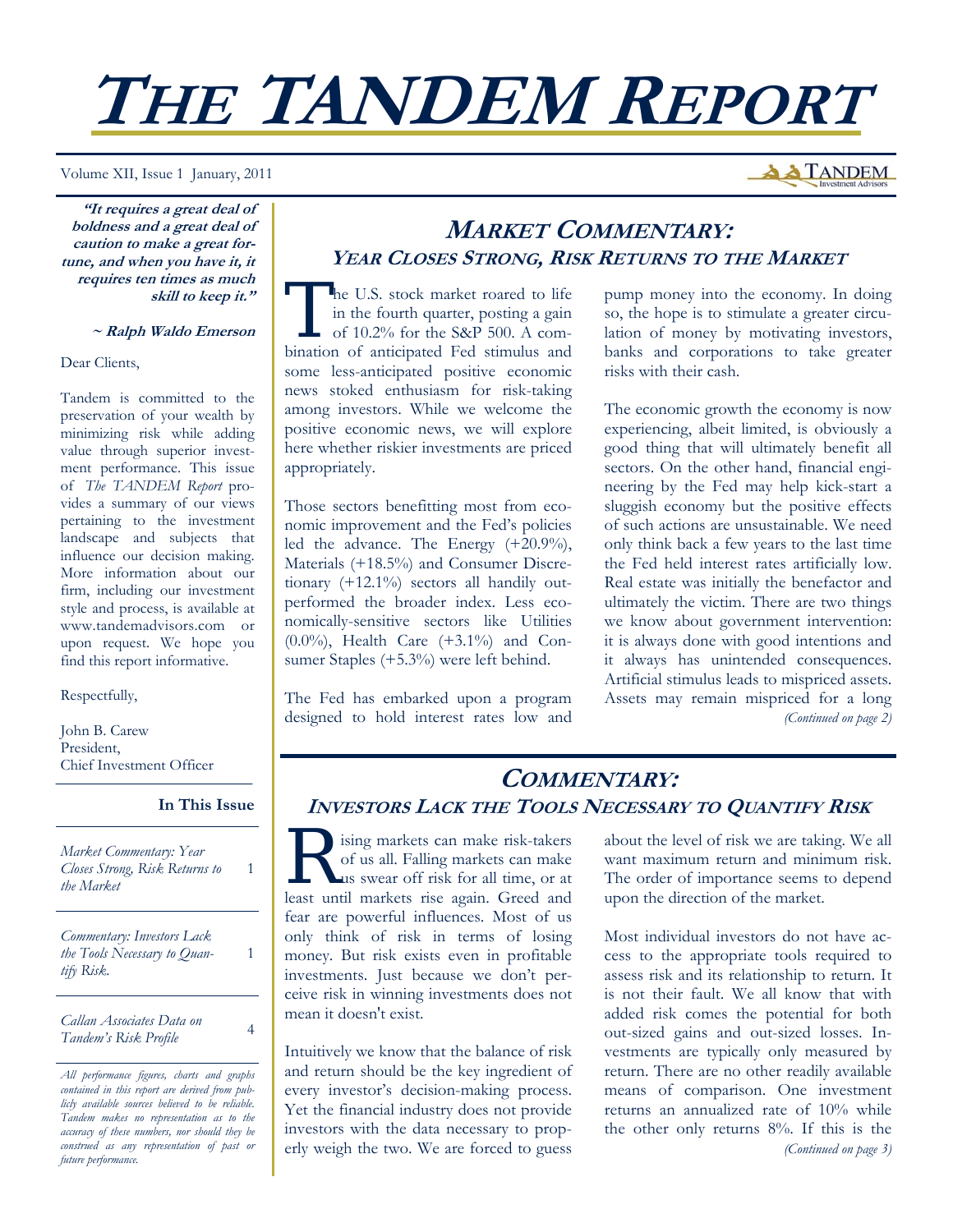# THE TANDEM REPORT

Volume XII, Issue 1 January, 2011

***"It requires a great deal of boldness and a great deal of caution to make a great fortune, and when you have it, it requires ten times as much skill to keep it."***

***~ Ralph Waldo Emerson***

Dear Clients,

Tandem is committed to the preservation of your wealth by minimizing risk while adding value through superior investment performance. This issue of *The TANDEM Report* provides a summary of our views pertaining to the investment landscape and subjects that influence our decision making. More information about our firm, including our investment style and process, is available at www.tandemadvisors.com or upon request. We hope you find this report informative.

Respectfully,

John B. Carew
President,
Chief Investment Officer

**In This Issue**

| | |
|---|---|
| *Market Commentary: Year Closes Strong, Risk Returns to the Market* | 1 |
| *Commentary: Investors Lack the Tools Necessary to Quantify Risk.* | 1 |
| *Callan Associates Data on Tandem's Risk Profile* | 4 |

*All performance figures, charts and graphs contained in this report are derived from publicly available sources believed to be reliable. Tandem makes no representation as to the accuracy of these numbers, nor should they be construed as any representation of past or future performance.*

## MARKET COMMENTARY:
### YEAR CLOSES STRONG, RISK RETURNS TO THE MARKET

The U.S. stock market roared to life in the fourth quarter, posting a gain of 10.2% for the S&P 500. A combination of anticipated Fed stimulus and some less-anticipated positive economic news stoked enthusiasm for risk-taking among investors. While we welcome the positive economic news, we will explore here whether riskier investments are priced appropriately.

Those sectors benefitting most from economic improvement and the Fed's policies led the advance. The Energy (+20.9%), Materials (+18.5%) and Consumer Discretionary (+12.1%) sectors all handily outperformed the broader index. Less economically-sensitive sectors like Utilities (0.0%), Health Care (+3.1%) and Consumer Staples (+5.3%) were left behind.

The Fed has embarked upon a program designed to hold interest rates low and pump money into the economy. In doing so, the hope is to stimulate a greater circulation of money by motivating investors, banks and corporations to take greater risks with their cash.

The economic growth the economy is now experiencing, albeit limited, is obviously a good thing that will ultimately benefit all sectors. On the other hand, financial engineering by the Fed may help kick-start a sluggish economy but the positive effects of such actions are unsustainable. We need only think back a few years to the last time the Fed held interest rates artificially low. Real estate was initially the benefactor and ultimately the victim. There are two things we know about government intervention: it is always done with good intentions and it always has unintended consequences. Artificial stimulus leads to mispriced assets. Assets may remain mispriced for a long

*(Continued on page 2)*

## COMMENTARY:
### INVESTORS LACK THE TOOLS NECESSARY TO QUANTIFY RISK

Rising markets can make risk-takers of us all. Falling markets can make us swear off risk for all time, or at least until markets rise again. Greed and fear are powerful influences. Most of us only think of risk in terms of losing money. But risk exists even in profitable investments. Just because we don't perceive risk in winning investments does not mean it doesn't exist.

Intuitively we know that the balance of risk and return should be the key ingredient of every investor's decision-making process. Yet the financial industry does not provide investors with the data necessary to properly weigh the two. We are forced to guess about the level of risk we are taking. We all want maximum return and minimum risk. The order of importance seems to depend upon the direction of the market.

Most individual investors do not have access to the appropriate tools required to assess risk and its relationship to return. It is not their fault. We all know that with added risk comes the potential for both out-sized gains and out-sized losses. Investments are typically only measured by return. There are no other readily available means of comparison. One investment returns an annualized rate of 10% while the other only returns 8%. If this is the

*(Continued on page 3)*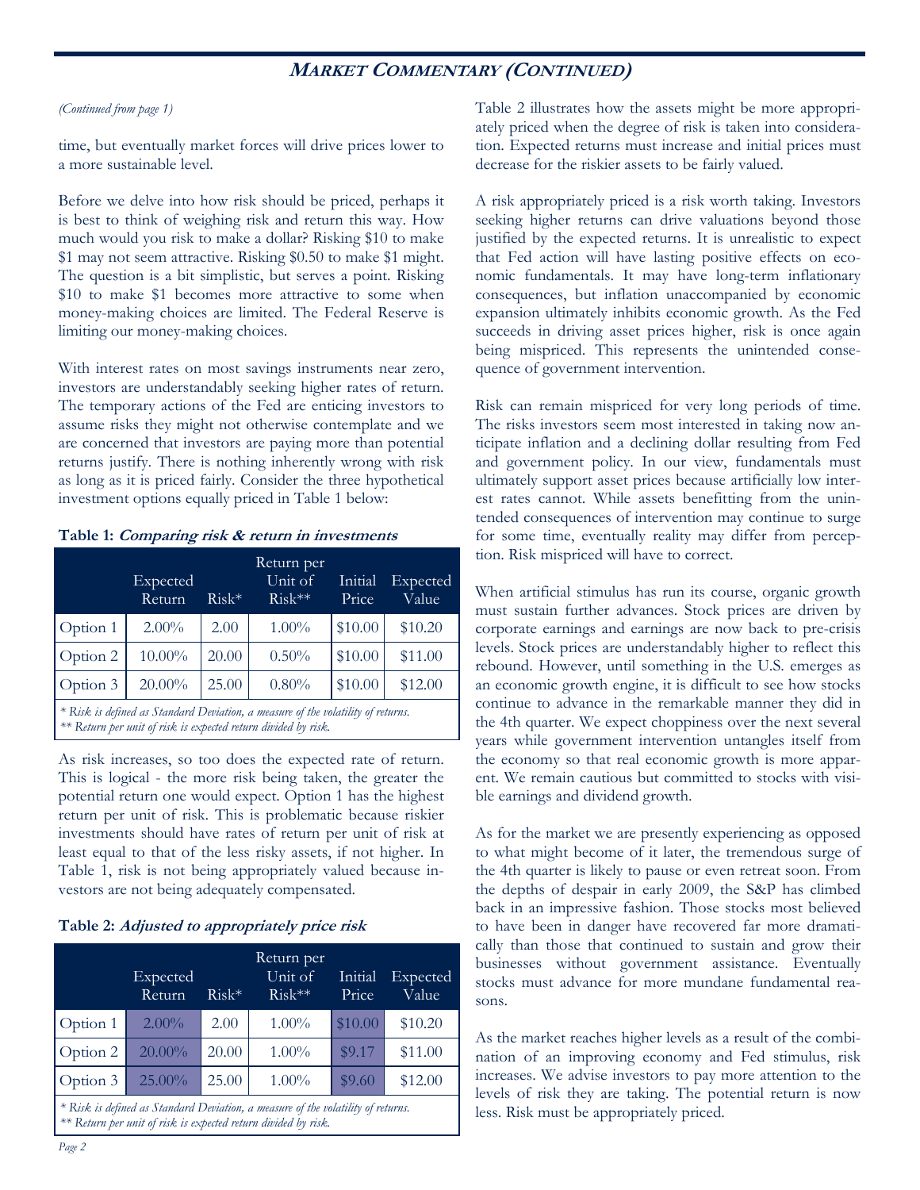## MARKET COMMENTARY (CONTINUED)

*(Continued from page 1)*

time, but eventually market forces will drive prices lower to a more sustainable level.

Before we delve into how risk should be priced, perhaps it is best to think of weighing risk and return this way. How much would you risk to make a dollar? Risking $10 to make $1 may not seem attractive. Risking $0.50 to make $1 might. The question is a bit simplistic, but serves a point. Risking $10 to make $1 becomes more attractive to some when money-making choices are limited. The Federal Reserve is limiting our money-making choices.

With interest rates on most savings instruments near zero, investors are understandably seeking higher rates of return. The temporary actions of the Fed are enticing investors to assume risks they might not otherwise contemplate and we are concerned that investors are paying more than potential returns justify. There is nothing inherently wrong with risk as long as it is priced fairly. Consider the three hypothetical investment options equally priced in Table 1 below:

**Table 1: *Comparing risk & return in investments***

| | Expected Return | Risk* | Return per Unit of Risk** | Initial Price | Expected Value |
|---|---|---|---|---|---|
| Option 1 | 2.00% | 2.00 | 1.00% | $10.00 | $10.20 |
| Option 2 | 10.00% | 20.00 | 0.50% | $10.00 | $11.00 |
| Option 3 | 20.00% | 25.00 | 0.80% | $10.00 | $12.00 |

*\* Risk is defined as Standard Deviation, a measure of the volatility of returns.*
*\*\* Return per unit of risk is expected return divided by risk.*

As risk increases, so too does the expected rate of return. This is logical - the more risk being taken, the greater the potential return one would expect. Option 1 has the highest return per unit of risk. This is problematic because riskier investments should have rates of return per unit of risk at least equal to that of the less risky assets, if not higher. In Table 1, risk is not being appropriately valued because investors are not being adequately compensated.

**Table 2: *Adjusted to appropriately price risk***

| | Expected Return | Risk* | Return per Unit of Risk** | Initial Price | Expected Value |
|---|---|---|---|---|---|
| Option 1 | 2.00% | 2.00 | 1.00% | $10.00 | $10.20 |
| Option 2 | 20.00% | 20.00 | 1.00% | $9.17 | $11.00 |
| Option 3 | 25.00% | 25.00 | 1.00% | $9.60 | $12.00 |

*\* Risk is defined as Standard Deviation, a measure of the volatility of returns.*
*\*\* Return per unit of risk is expected return divided by risk.*

Table 2 illustrates how the assets might be more appropriately priced when the degree of risk is taken into consideration. Expected returns must increase and initial prices must decrease for the riskier assets to be fairly valued.

A risk appropriately priced is a risk worth taking. Investors seeking higher returns can drive valuations beyond those justified by the expected returns. It is unrealistic to expect that Fed action will have lasting positive effects on economic fundamentals. It may have long-term inflationary consequences, but inflation unaccompanied by economic expansion ultimately inhibits economic growth. As the Fed succeeds in driving asset prices higher, risk is once again being mispriced. This represents the unintended consequence of government intervention.

Risk can remain mispriced for very long periods of time. The risks investors seem most interested in taking now anticipate inflation and a declining dollar resulting from Fed and government policy. In our view, fundamentals must ultimately support asset prices because artificially low interest rates cannot. While assets benefitting from the unintended consequences of intervention may continue to surge for some time, eventually reality may differ from perception. Risk mispriced will have to correct.

When artificial stimulus has run its course, organic growth must sustain further advances. Stock prices are driven by corporate earnings and earnings are now back to pre-crisis levels. Stock prices are understandably higher to reflect this rebound. However, until something in the U.S. emerges as an economic growth engine, it is difficult to see how stocks continue to advance in the remarkable manner they did in the 4th quarter. We expect choppiness over the next several years while government intervention untangles itself from the economy so that real economic growth is more apparent. We remain cautious but committed to stocks with visible earnings and dividend growth.

As for the market we are presently experiencing as opposed to what might become of it later, the tremendous surge of the 4th quarter is likely to pause or even retreat soon. From the depths of despair in early 2009, the S&P has climbed back in an impressive fashion. Those stocks most believed to have been in danger have recovered far more dramatically than those that continued to sustain and grow their businesses without government assistance. Eventually stocks must advance for more mundane fundamental reasons.

As the market reaches higher levels as a result of the combination of an improving economy and Fed stimulus, risk increases. We advise investors to pay more attention to the levels of risk they are taking. The potential return is now less. Risk must be appropriately priced.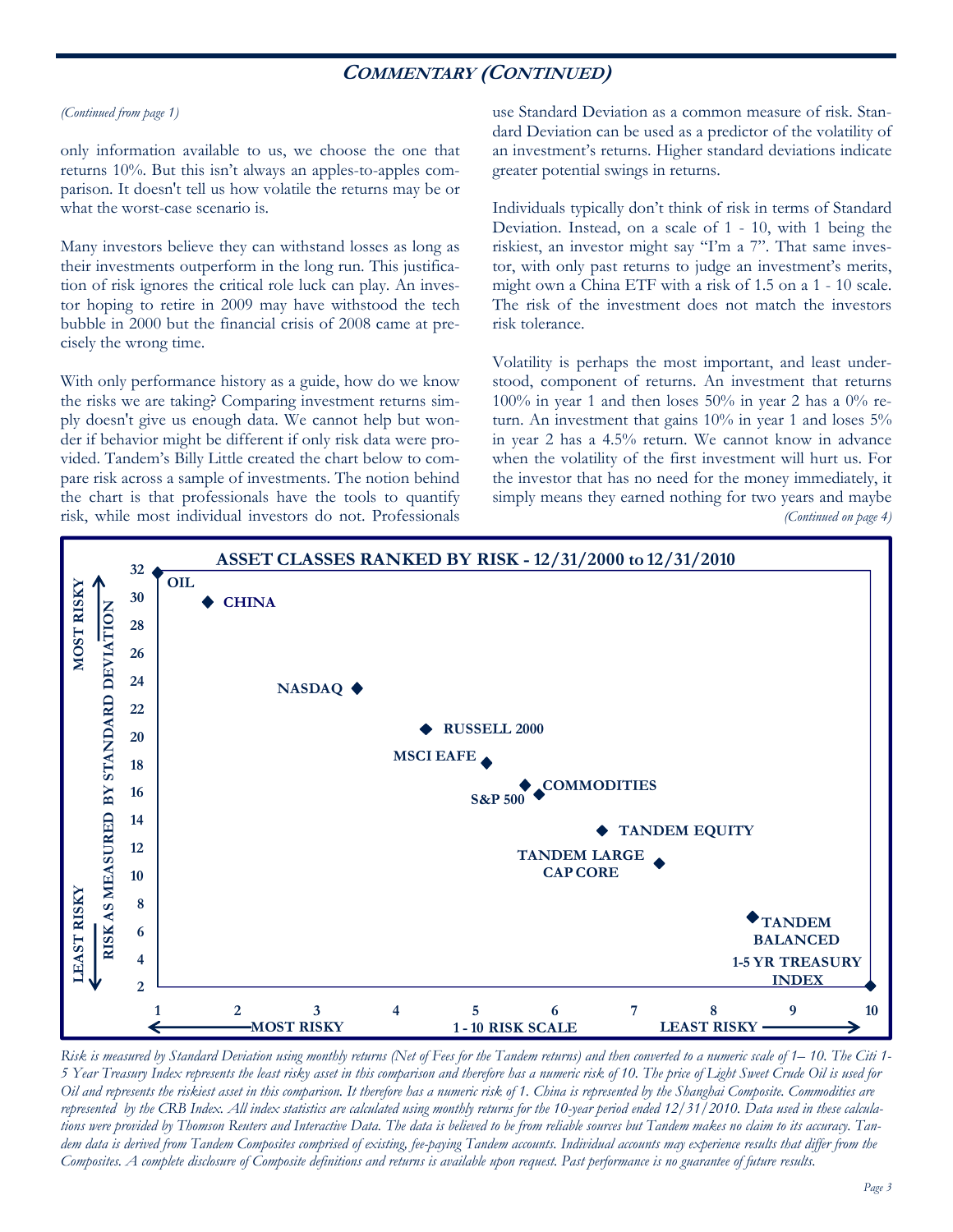## COMMENTARY (CONTINUED)

*(Continued from page 1)*

only information available to us, we choose the one that returns 10%. But this isn't always an apples-to-apples comparison. It doesn't tell us how volatile the returns may be or what the worst-case scenario is.

Many investors believe they can withstand losses as long as their investments outperform in the long run. This justification of risk ignores the critical role luck can play. An investor hoping to retire in 2009 may have withstood the tech bubble in 2000 but the financial crisis of 2008 came at precisely the wrong time.

With only performance history as a guide, how do we know the risks we are taking? Comparing investment returns simply doesn't give us enough data. We cannot help but wonder if behavior might be different if only risk data were provided. Tandem's Billy Little created the chart below to compare risk across a sample of investments. The notion behind the chart is that professionals have the tools to quantify risk, while most individual investors do not. Professionals use Standard Deviation as a common measure of risk. Standard Deviation can be used as a predictor of the volatility of an investment's returns. Higher standard deviations indicate greater potential swings in returns.

Individuals typically don't think of risk in terms of Standard Deviation. Instead, on a scale of 1 - 10, with 1 being the riskiest, an investor might say "I'm a 7". That same investor, with only past returns to judge an investment's merits, might own a China ETF with a risk of 1.5 on a 1 - 10 scale. The risk of the investment does not match the investors risk tolerance.

Volatility is perhaps the most important, and least understood, component of returns. An investment that returns 100% in year 1 and then loses 50% in year 2 has a 0% return. An investment that gains 10% in year 1 and loses 5% in year 2 has a 4.5% return. We cannot know in advance when the volatility of the first investment will hurt us. For the investor that has no need for the money immediately, it simply means they earned nothing for two years and maybe

*(Continued on page 4)*

**ASSET CLASSES RANKED BY RISK - 12/31/2000 to 12/31/2010**

| Asset | Risk as Measured by Standard Deviation (approx.) | 1 - 10 Risk Scale (approx.) |
|---|---|---|
| OIL | 32 | 1 |
| CHINA | 29.5 | 1.6 |
| NASDAQ | 23.5 | 3.5 |
| RUSSELL 2000 | 20.5 | 4.4 |
| MSCI EAFE | 18 | 5.1 |
| COMMODITIES | 16.5 | 5.6 |
| S&P 500 | 16 | 5.8 |
| TANDEM EQUITY | 13 | 6.7 |
| TANDEM LARGE CAP CORE | 11 | 7.3 |
| TANDEM BALANCED | 7 | 8.5 |
| 1-5 YR TREASURY INDEX | 2 | 10 |

*Risk is measured by Standard Deviation using monthly returns (Net of Fees for the Tandem returns) and then converted to a numeric scale of 1– 10. The Citi 1-5 Year Treasury Index represents the least risky asset in this comparison and therefore has a numeric risk of 10. The price of Light Sweet Crude Oil is used for Oil and represents the riskiest asset in this comparison. It therefore has a numeric risk of 1. China is represented by the Shanghai Composite. Commodities are represented by the CRB Index. All index statistics are calculated using monthly returns for the 10-year period ended 12/31/2010. Data used in these calculations were provided by Thomson Reuters and Interactive Data. The data is believed to be from reliable sources but Tandem makes no claim to its accuracy. Tandem data is derived from Tandem Composites comprised of existing, fee-paying Tandem accounts. Individual accounts may experience results that differ from the Composites. A complete disclosure of Composite definitions and returns is available upon request. Past performance is no guarantee of future results.*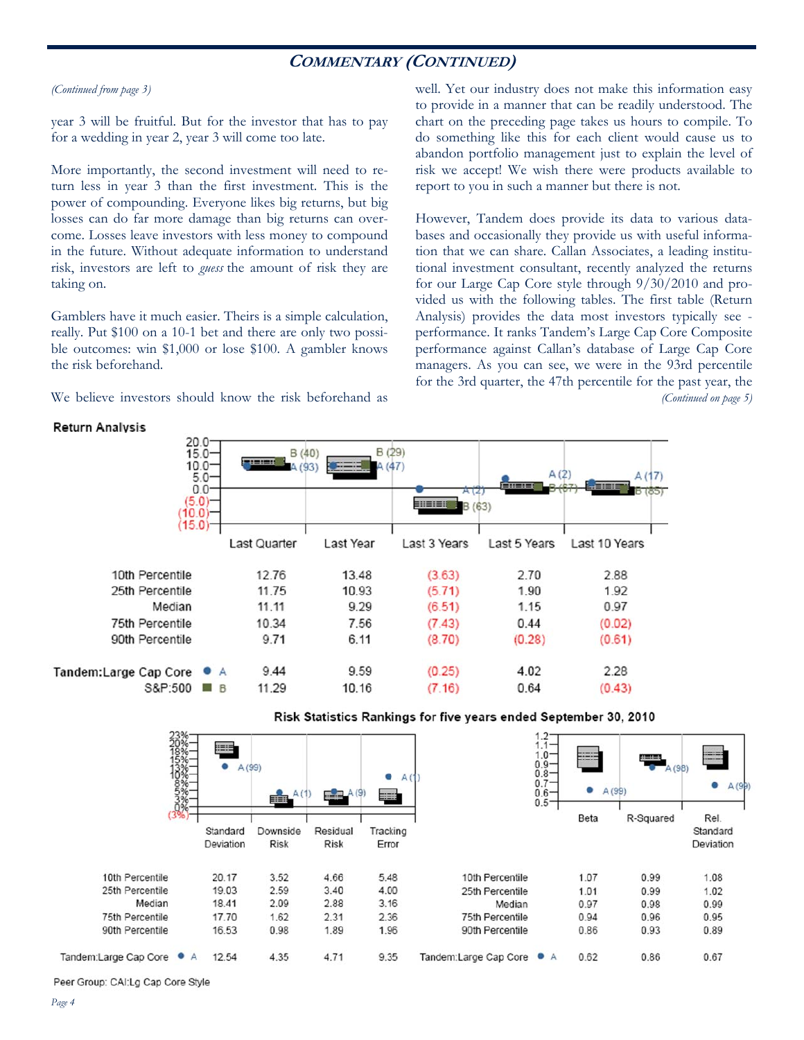## COMMENTARY (CONTINUED)

*(Continued from page 3)*

year 3 will be fruitful. But for the investor that has to pay for a wedding in year 2, year 3 will come too late.

More importantly, the second investment will need to return less in year 3 than the first investment. This is the power of compounding. Everyone likes big returns, but big losses can do far more damage than big returns can overcome. Losses leave investors with less money to compound in the future. Without adequate information to understand risk, investors are left to *guess* the amount of risk they are taking on.

Gamblers have it much easier. Theirs is a simple calculation, really. Put $100 on a 10-1 bet and there are only two possible outcomes: win $1,000 or lose $100. A gambler knows the risk beforehand.

We believe investors should know the risk beforehand as well. Yet our industry does not make this information easy to provide in a manner that can be readily understood. The chart on the preceding page takes us hours to compile. To do something like this for each client would cause us to abandon portfolio management just to explain the level of risk we accept! We wish there were products available to report to you in such a manner but there is not.

However, Tandem does provide its data to various databases and occasionally they provide us with useful information that we can share. Callan Associates, a leading institutional investment consultant, recently analyzed the returns for our Large Cap Core style through 9/30/2010 and provided us with the following tables. The first table (Return Analysis) provides the data most investors typically see - performance. It ranks Tandem's Large Cap Core Composite performance against Callan's database of Large Cap Core managers. As you can see, we were in the 93rd percentile for the 3rd quarter, the 47th percentile for the past year, the

*(Continued on page 5)*

### Return Analysis

| | Last Quarter | Last Year | Last 3 Years | Last 5 Years | Last 10 Years |
|---|---|---|---|---|---|
| Ranking (A / B) | A (93) / B (40) | A (47) / B (29) | A (2) / B (63) | A (2) / B (67) | A (17) / B (85) |
| 10th Percentile | 12.76 | 13.48 | (3.63) | 2.70 | 2.88 |
| 25th Percentile | 11.75 | 10.93 | (5.71) | 1.90 | 1.92 |
| Median | 11.11 | 9.29 | (6.51) | 1.15 | 0.97 |
| 75th Percentile | 10.34 | 7.56 | (7.43) | 0.44 | (0.02) |
| 90th Percentile | 9.71 | 6.11 | (8.70) | (0.28) | (0.61) |
| Tandem:Large Cap Core ● A | 9.44 | 9.59 | (0.25) | 4.02 | 2.28 |
| S&P:500 ■ B | 11.29 | 10.16 | (7.16) | 0.64 | (0.43) |

### Risk Statistics Rankings for five years ended September 30, 2010

| | Standard Deviation | Downside Risk | Residual Risk | Tracking Error |
|---|---|---|---|---|
| Ranking (A) | A (99) | A (1) | A (9) | A (1) |
| 10th Percentile | 20.17 | 3.52 | 4.66 | 5.48 |
| 25th Percentile | 19.03 | 2.59 | 3.40 | 4.00 |
| Median | 18.41 | 2.09 | 2.88 | 3.16 |
| 75th Percentile | 17.70 | 1.62 | 2.31 | 2.36 |
| 90th Percentile | 16.53 | 0.98 | 1.89 | 1.96 |
| Tandem:Large Cap Core ● A | 12.54 | 4.35 | 4.71 | 9.35 |

| | Beta | R-Squared | Rel. Standard Deviation |
|---|---|---|---|
| Ranking (A) | A (99) | A (98) | A (99) |
| 10th Percentile | 1.07 | 0.99 | 1.08 |
| 25th Percentile | 1.01 | 0.99 | 1.02 |
| Median | 0.97 | 0.98 | 0.99 |
| 75th Percentile | 0.94 | 0.96 | 0.95 |
| 90th Percentile | 0.86 | 0.93 | 0.89 |
| Tandem:Large Cap Core ● A | 0.62 | 0.86 | 0.67 |

Peer Group: CAI:Lg Cap Core Style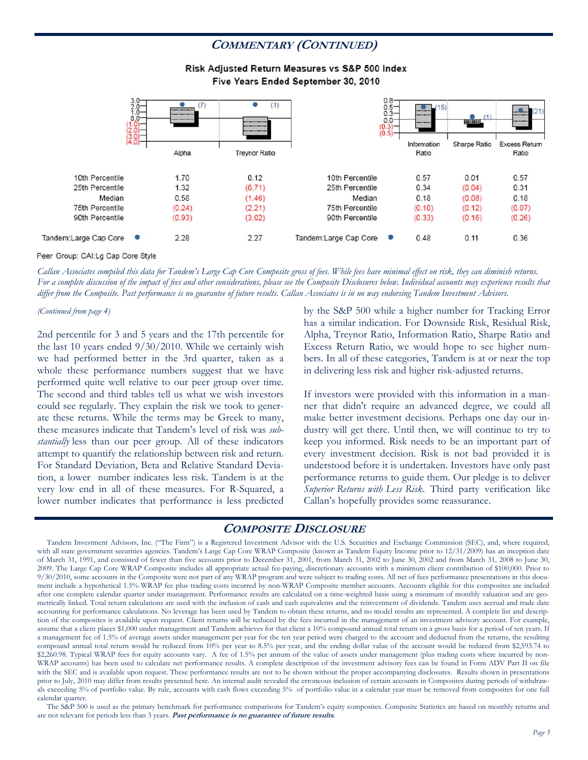## *COMMENTARY (CONTINUED)*

### Risk Adjusted Return Measures vs S&P 500 Index
### Five Years Ended September 30, 2010

| | Alpha | Treynor Ratio |
|---|---|---|
| 10th Percentile | 1.70 | 0.12 |
| 25th Percentile | 1.32 | (0.71) |
| Median | 0.58 | (1.46) |
| 75th Percentile | (0.24) | (2.21) |
| 90th Percentile | (0.93) | (3.02) |
| Tandem:Large Cap Core ● | 2.28 | 2.27 |

| | Information Ratio | Sharpe Ratio | Excess Return Ratio |
|---|---|---|---|
| 10th Percentile | 0.57 | 0.01 | 0.57 |
| 25th Percentile | 0.34 | (0.04) | 0.31 |
| Median | 0.18 | (0.08) | 0.18 |
| 75th Percentile | (0.10) | (0.12) | (0.07) |
| 90th Percentile | (0.33) | (0.16) | (0.26) |
| Tandem:Large Cap Core ● | 0.48 | 0.11 | 0.36 |

Peer Group: CAI:Lg Cap Core Style

*Callan Associates compiled this data for Tandem's Large Cap Core Composite gross of fees. While fees have minimal effect on risk, they can diminish returns. For a complete discussion of the impact of fees and other considerations, please see the Composite Disclosures below. Individual accounts may experience results that differ from the Composite. Past performance is no guarantee of future results. Callan Associates is in no way endorsing Tandem Investment Advisors.*

*(Continued from page 4)*

2nd percentile for 3 and 5 years and the 17th percentile for the last 10 years ended 9/30/2010. While we certainly wish we had performed better in the 3rd quarter, taken as a whole these performance numbers suggest that we have performed quite well relative to our peer group over time. The second and third tables tell us what we wish investors could see regularly. They explain the risk we took to generate these returns. While the terms may be Greek to many, these measures indicate that Tandem's level of risk was *substantially* less than our peer group. All of these indicators attempt to quantify the relationship between risk and return. For Standard Deviation, Beta and Relative Standard Deviation, a lower number indicates less risk. Tandem is at the very low end in all of these measures. For R-Squared, a lower number indicates that performance is less predicted by the S&P 500 while a higher number for Tracking Error has a similar indication. For Downside Risk, Residual Risk, Alpha, Treynor Ratio, Information Ratio, Sharpe Ratio and Excess Return Ratio, we would hope to see higher numbers. In all of these categories, Tandem is at or near the top in delivering less risk and higher risk-adjusted returns.

If investors were provided with this information in a manner that didn't require an advanced degree, we could all make better investment decisions. Perhaps one day our industry will get there. Until then, we will continue to try to keep you informed. Risk needs to be an important part of every investment decision. Risk is not bad provided it is understood before it is undertaken. Investors have only past performance returns to guide them. Our pledge is to deliver *Superior Returns with Less Risk*. Third party verification like Callan's hopefully provides some reassurance.

## *COMPOSITE DISCLOSURE*

Tandem Investment Advisors, Inc. ("The Firm") is a Registered Investment Advisor with the U.S. Securities and Exchange Commission (SEC), and, where required, with all state government securities agencies. Tandem's Large Cap Core WRAP Composite (known as Tandem Equity Income prior to 12/31/2009) has an inception date of March 31, 1991, and consisted of fewer than five accounts prior to December 31, 2001, from March 31, 2002 to June 30, 2002 and from March 31, 2008 to June 30, 2009. The Large Cap Core WRAP Composite includes all appropriate actual fee-paying, discretionary accounts with a minimum client contribution of $100,000. Prior to 9/30/2010, some accounts in the Composite were not part of any WRAP program and were subject to trading costs. All net of fees performance presentations in this document include a hypothetical 1.5% WRAP fee plus trading costs incurred by non-WRAP Composite member accounts. Accounts eligible for this composites are included after one complete calendar quarter under management. Performance results are calculated on a time-weighted basis using a minimum of monthly valuation and are geometrically linked. Total return calculations are used with the inclusion of cash and cash equivalents and the reinvestment of dividends. Tandem uses accrual and trade date accounting for performance calculations. No leverage has been used by Tandem to obtain these returns, and no model results are represented. A complete list and description of the composites is available upon request. Client returns will be reduced by the fees incurred in the management of an investment advisory account. For example, assume that a client places $1,000 under management and Tandem achieves for that client a 10% compound annual total return on a gross basis for a period of ten years. If a management fee of 1.5% of average assets under management per year for the ten year period were charged to the account and deducted from the returns, the resulting compound annual total return would be reduced from 10% per year to 8.5% per year, and the ending dollar value of the account would be reduced from $2,593.74 to $2,260.98. Typical WRAP fees for equity accounts vary. A fee of 1.5% per annum of the value of assets under management (plus trading costs where incurred by non-WRAP accounts) has been used to calculate net performance results. A complete description of the investment advisory fees can be found in Form ADV Part II on file with the SEC and is available upon request. These performance results are not to be shown without the proper accompanying disclosures. Results shown in presentations prior to July, 2010 may differ from results presented here. An internal audit revealed the erroneous inclusion of certain accounts in Composites during periods of withdrawals exceeding 5% of portfolio value. By rule, accounts with cash flows exceeding 5% of portfolio value in a calendar year must be removed from composites for one full calendar quarter.

The S&P 500 is used as the primary benchmark for performance comparisons for Tandem's equity composites. Composite Statistics are based on monthly returns and are not relevant for periods less than 3 years. ***Past performance is no guarantee of future results***.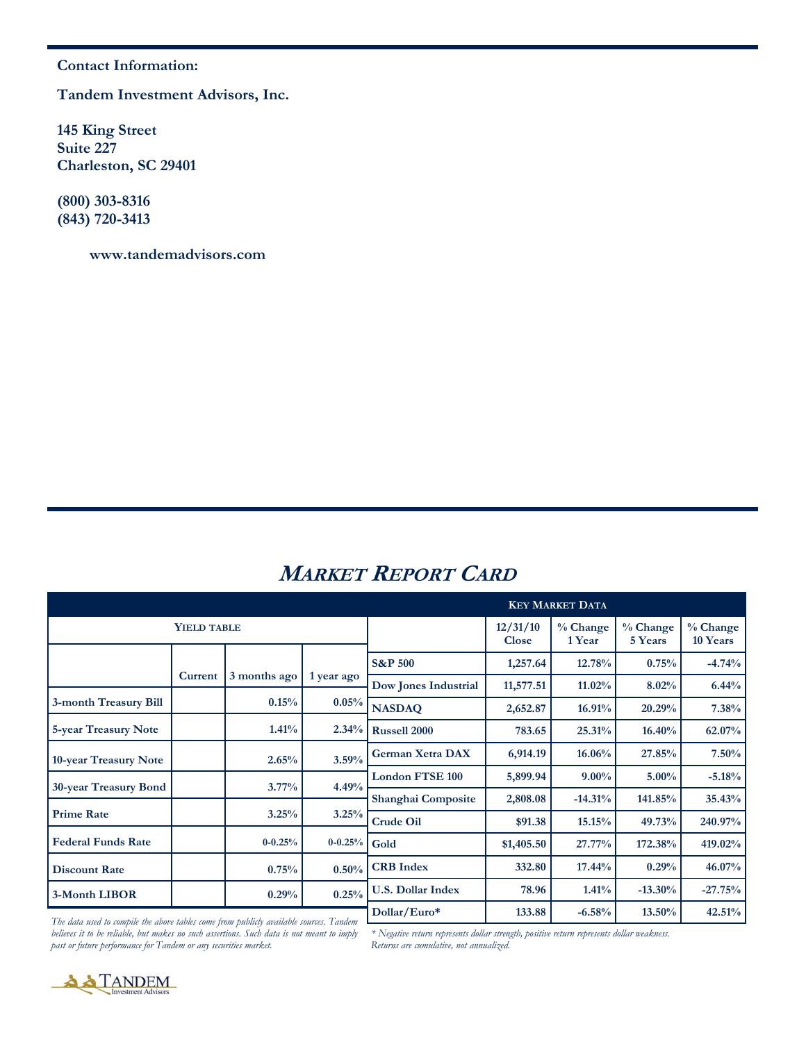**Contact Information:**

**Tandem Investment Advisors, Inc.**

**145 King Street**
**Suite 227**
**Charleston, SC 29401**

**(800) 303-8316**
**(843) 720-3413**

**www.tandemadvisors.com**

# *Market Report Card*

**Yield Table**

| | Current | 3 months ago | 1 year ago |
|---|---|---|---|
| 3-month Treasury Bill | | 0.15% | 0.05% |
| 5-year Treasury Note | | 1.41% | 2.34% |
| 10-year Treasury Note | | 2.65% | 3.59% |
| 30-year Treasury Bond | | 3.77% | 4.49% |
| Prime Rate | | 3.25% | 3.25% |
| Federal Funds Rate | | 0-0.25% | 0-0.25% |
| Discount Rate | | 0.75% | 0.50% |
| 3-Month LIBOR | | 0.29% | 0.25% |

*The data used to compile the above tables come from publicly available sources. Tandem believes it to be reliable, but makes no such assertions. Such data is not meant to imply past or future performance for Tandem or any securities market.*

**Key Market Data**

| | 12/31/10 Close | % Change 1 Year | % Change 5 Years | % Change 10 Years |
|---|---|---|---|---|
| S&P 500 | 1,257.64 | 12.78% | 0.75% | -4.74% |
| Dow Jones Industrial | 11,577.51 | 11.02% | 8.02% | 6.44% |
| NASDAQ | 2,652.87 | 16.91% | 20.29% | 7.38% |
| Russell 2000 | 783.65 | 25.31% | 16.40% | 62.07% |
| German Xetra DAX | 6,914.19 | 16.06% | 27.85% | 7.50% |
| London FTSE 100 | 5,899.94 | 9.00% | 5.00% | -5.18% |
| Shanghai Composite | 2,808.08 | -14.31% | 141.85% | 35.43% |
| Crude Oil | $91.38 | 15.15% | 49.73% | 240.97% |
| Gold | $1,405.50 | 27.77% | 172.38% | 419.02% |
| CRB Index | 332.80 | 17.44% | 0.29% | 46.07% |
| U.S. Dollar Index | 78.96 | 1.41% | -13.30% | -27.75% |
| Dollar/Euro* | 133.88 | -6.58% | 13.50% | 42.51% |

*\* Negative return represents dollar strength, positive return represents dollar weakness. Returns are cumulative, not annualized.*

TANDEM Investment Advisors